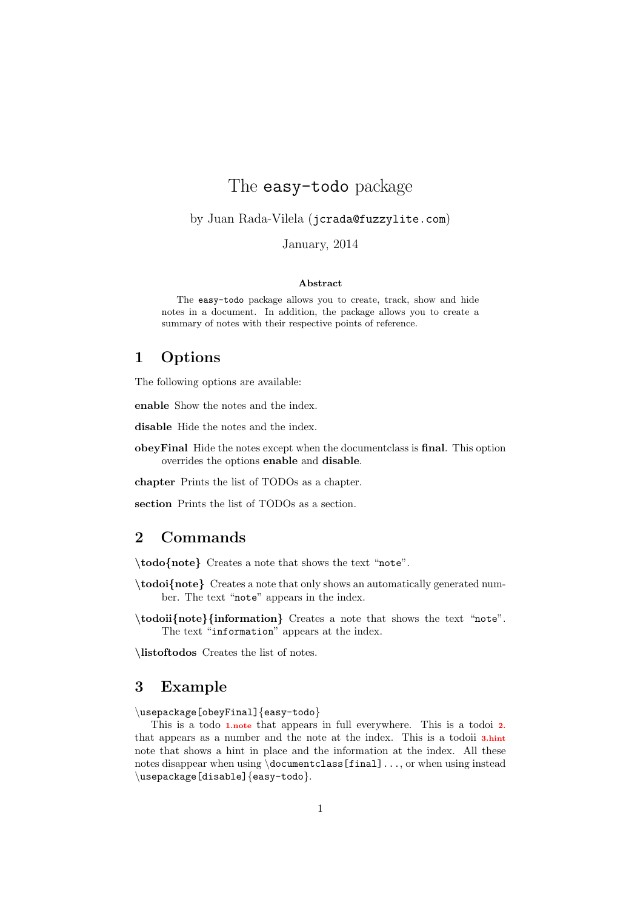# The `easy-todo` package

by Juan Rada-Vilela (`jcrada@fuzzylite.com`)

January, 2014

**Abstract**

The `easy-todo` package allows you to create, track, show and hide notes in a document. In addition, the package allows you to create a summary of notes with their respective points of reference.

## 1 Options

The following options are available:

**enable** Show the notes and the index.

**disable** Hide the notes and the index.

**obeyFinal** Hide the notes except when the documentclass is **final**. This option overrides the options **enable** and **disable**.

**chapter** Prints the list of TODOs as a chapter.

**section** Prints the list of TODOs as a section.

## 2 Commands

**\todo{note}** Creates a note that shows the text "`note`".

**\todoi{note}** Creates a note that only shows an automatically generated number. The text "`note`" appears in the index.

**\todoii{note}{information}** Creates a note that shows the text "`note`". The text "`information`" appears at the index.

**\listoftodos** Creates the list of notes.

## 3 Example

`\usepackage[obeyFinal]{easy-todo}`

This is a todo **1.note** that appears in full everywhere. This is a todoi **2.** that appears as a number and the note at the index. This is a todoii **3.hint** note that shows a hint in place and the information at the index. All these notes disappear when using `\documentclass[final]...`, or when using instead `\usepackage[disable]{easy-todo}`.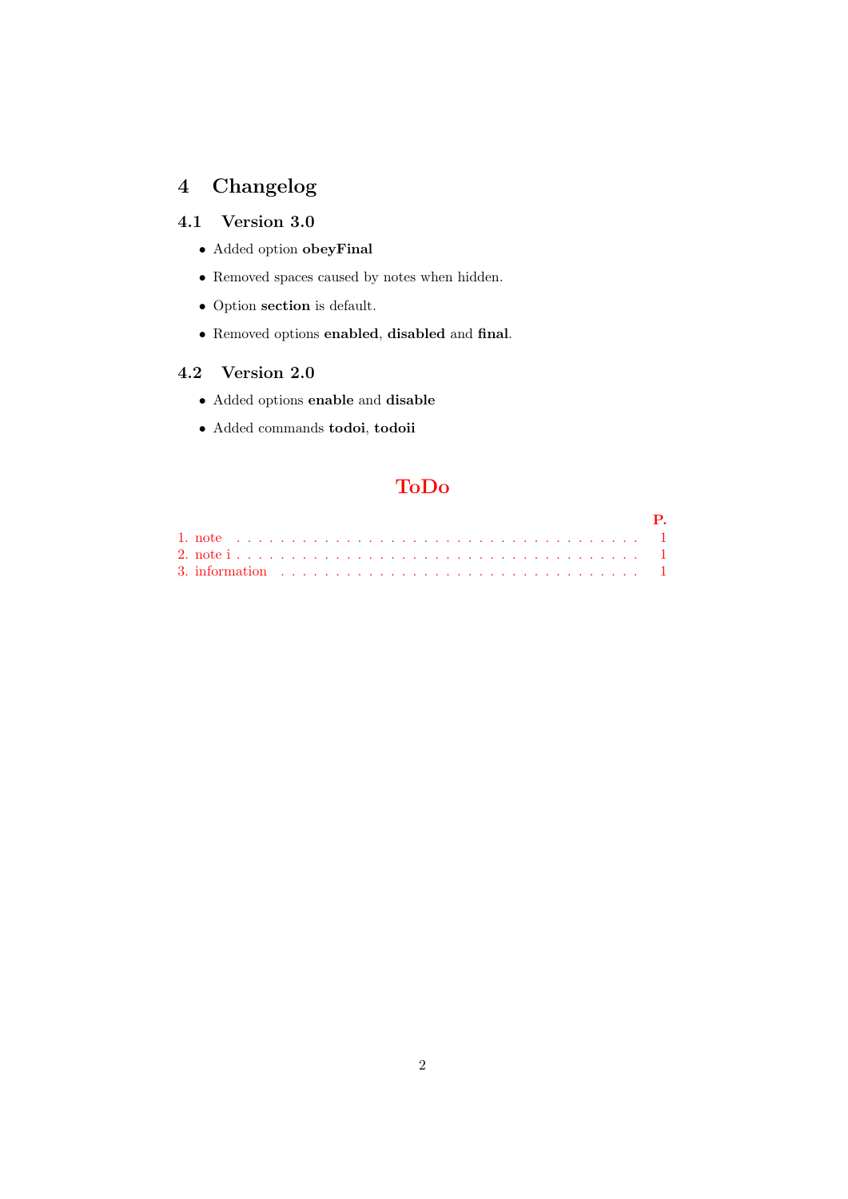# 4 Changelog

## 4.1 Version 3.0

- Added option **obeyFinal**
- Removed spaces caused by notes when hidden.
- Option **section** is default.
- Removed options **enabled**, **disabled** and **final**.

## 4.2 Version 2.0

- Added options **enable** and **disable**
- Added commands **todoi**, **todoii**

# ToDo

| | **P.** |
|---|---|
| 1. note | 1 |
| 2. note i | 1 |
| 3. information | 1 |